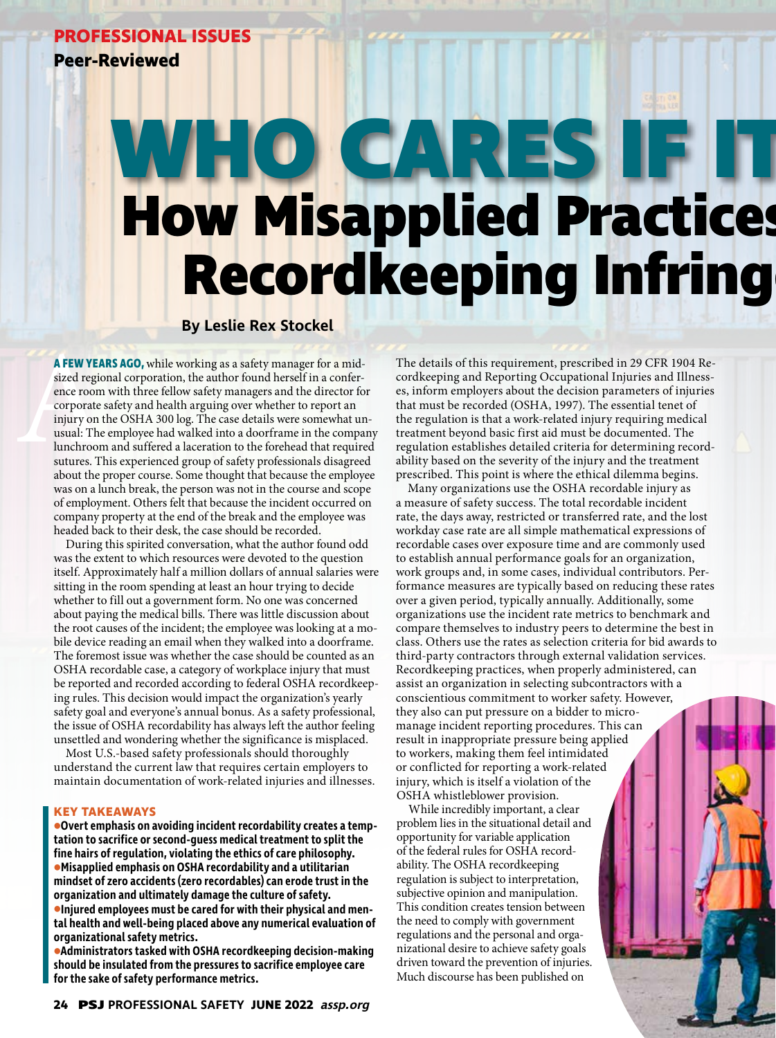**PROFESSIONAL ISSUES**
**Peer-Reviewed**

# WHO CARES IF IT
# How Misapplied Practices Recordkeeping Infring

**By Leslie Rex Stockel**

**A FEW YEARS AGO,** while working as a safety manager for a midsized regional corporation, the author found herself in a conference room with three fellow safety managers and the director for corporate safety and health arguing over whether to report an injury on the OSHA 300 log. The case details were somewhat unusual: The employee had walked into a doorframe in the company lunchroom and suffered a laceration to the forehead that required sutures. This experienced group of safety professionals disagreed about the proper course. Some thought that because the employee was on a lunch break, the person was not in the course and scope of employment. Others felt that because the incident occurred on company property at the end of the break and the employee was headed back to their desk, the case should be recorded.

During this spirited conversation, what the author found odd was the extent to which resources were devoted to the question itself. Approximately half a million dollars of annual salaries were sitting in the room spending at least an hour trying to decide whether to fill out a government form. No one was concerned about paying the medical bills. There was little discussion about the root causes of the incident; the employee was looking at a mobile device reading an email when they walked into a doorframe. The foremost issue was whether the case should be counted as an OSHA recordable case, a category of workplace injury that must be reported and recorded according to federal OSHA recordkeeping rules. This decision would impact the organization's yearly safety goal and everyone's annual bonus. As a safety professional, the issue of OSHA recordability has always left the author feeling unsettled and wondering whether the significance is misplaced.

Most U.S.-based safety professionals should thoroughly understand the current law that requires certain employers to maintain documentation of work-related injuries and illnesses.

**KEY TAKEAWAYS**

- **Overt emphasis on avoiding incident recordability creates a temptation to sacrifice or second-guess medical treatment to split the fine hairs of regulation, violating the ethics of care philosophy.**
- **Misapplied emphasis on OSHA recordability and a utilitarian mindset of zero accidents (zero recordables) can erode trust in the organization and ultimately damage the culture of safety.**
- **Injured employees must be cared for with their physical and mental health and well-being placed above any numerical evaluation of organizational safety metrics.**
- **Administrators tasked with OSHA recordkeeping decision-making should be insulated from the pressures to sacrifice employee care for the sake of safety performance metrics.**

The details of this requirement, prescribed in 29 CFR 1904 Recordkeeping and Reporting Occupational Injuries and Illnesses, inform employers about the decision parameters of injuries that must be recorded (OSHA, 1997). The essential tenet of the regulation is that a work-related injury requiring medical treatment beyond basic first aid must be documented. The regulation establishes detailed criteria for determining recordability based on the severity of the injury and the treatment prescribed. This point is where the ethical dilemma begins.

Many organizations use the OSHA recordable injury as a measure of safety success. The total recordable incident rate, the days away, restricted or transferred rate, and the lost workday case rate are all simple mathematical expressions of recordable cases over exposure time and are commonly used to establish annual performance goals for an organization, work groups and, in some cases, individual contributors. Performance measures are typically based on reducing these rates over a given period, typically annually. Additionally, some organizations use the incident rate metrics to benchmark and compare themselves to industry peers to determine the best in class. Others use the rates as selection criteria for bid awards to third-party contractors through external validation services. Recordkeeping practices, when properly administered, can assist an organization in selecting subcontractors with a conscientious commitment to worker safety. However, they also can put pressure on a bidder to micromanage incident reporting procedures. This can result in inappropriate pressure being applied to workers, making them feel intimidated or conflicted for reporting a work-related injury, which is itself a violation of the OSHA whistleblower provision.

While incredibly important, a clear problem lies in the situational detail and opportunity for variable application of the federal rules for OSHA recordability. The OSHA recordkeeping regulation is subject to interpretation, subjective opinion and manipulation. This condition creates tension between the need to comply with government regulations and the personal and organizational desire to achieve safety goals driven toward the prevention of injuries. Much discourse has been published on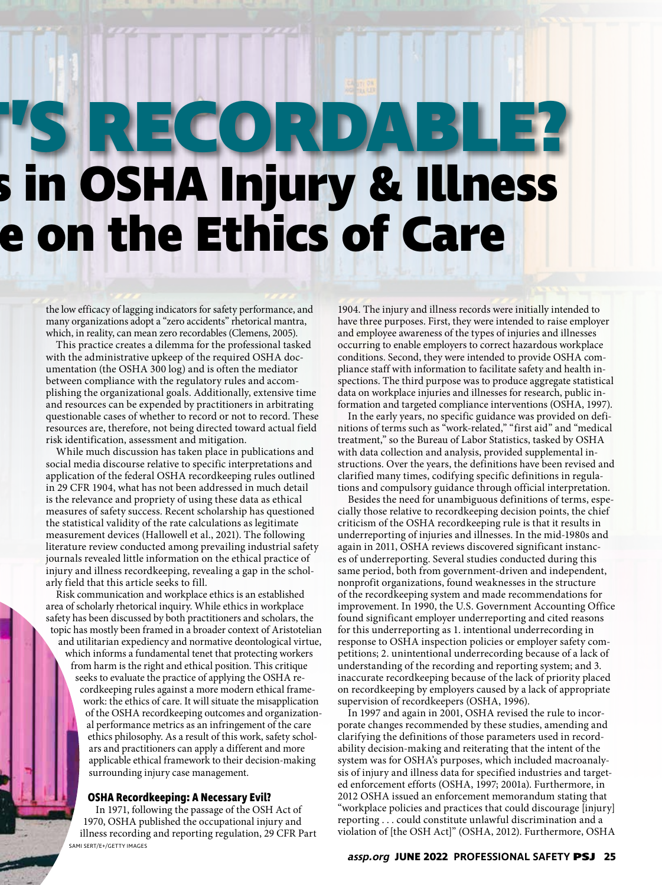# 'S RECORDABLE?

# s in OSHA Injury & Illness

# e on the Ethics of Care

the low efficacy of lagging indicators for safety performance, and many organizations adopt a "zero accidents" rhetorical mantra, which, in reality, can mean zero recordables (Clemens, 2005).

This practice creates a dilemma for the professional tasked with the administrative upkeep of the required OSHA documentation (the OSHA 300 log) and is often the mediator between compliance with the regulatory rules and accomplishing the organizational goals. Additionally, extensive time and resources can be expended by practitioners in arbitrating questionable cases of whether to record or not to record. These resources are, therefore, not being directed toward actual field risk identification, assessment and mitigation.

While much discussion has taken place in publications and social media discourse relative to specific interpretations and application of the federal OSHA recordkeeping rules outlined in 29 CFR 1904, what has not been addressed in much detail is the relevance and propriety of using these data as ethical measures of safety success. Recent scholarship has questioned the statistical validity of the rate calculations as legitimate measurement devices (Hallowell et al., 2021). The following literature review conducted among prevailing industrial safety journals revealed little information on the ethical practice of injury and illness recordkeeping, revealing a gap in the scholarly field that this article seeks to fill.

Risk communication and workplace ethics is an established area of scholarly rhetorical inquiry. While ethics in workplace safety has been discussed by both practitioners and scholars, the topic has mostly been framed in a broader context of Aristotelian and utilitarian expediency and normative deontological virtue, which informs a fundamental tenet that protecting workers from harm is the right and ethical position. This critique seeks to evaluate the practice of applying the OSHA recordkeeping rules against a more modern ethical framework: the ethics of care. It will situate the misapplication of the OSHA recordkeeping outcomes and organizational performance metrics as an infringement of the care ethics philosophy. As a result of this work, safety scholars and practitioners can apply a different and more applicable ethical framework to their decision-making surrounding injury case management.

## OSHA Recordkeeping: A Necessary Evil?

In 1971, following the passage of the OSH Act of 1970, OSHA published the occupational injury and illness recording and reporting regulation, 29 CFR Part 1904. The injury and illness records were initially intended to have three purposes. First, they were intended to raise employer and employee awareness of the types of injuries and illnesses occurring to enable employers to correct hazardous workplace conditions. Second, they were intended to provide OSHA compliance staff with information to facilitate safety and health inspections. The third purpose was to produce aggregate statistical data on workplace injuries and illnesses for research, public information and targeted compliance interventions (OSHA, 1997).

In the early years, no specific guidance was provided on definitions of terms such as "work-related," "first aid" and "medical treatment," so the Bureau of Labor Statistics, tasked by OSHA with data collection and analysis, provided supplemental instructions. Over the years, the definitions have been revised and clarified many times, codifying specific definitions in regulations and compulsory guidance through official interpretation.

Besides the need for unambiguous definitions of terms, especially those relative to recordkeeping decision points, the chief criticism of the OSHA recordkeeping rule is that it results in underreporting of injuries and illnesses. In the mid-1980s and again in 2011, OSHA reviews discovered significant instances of underreporting. Several studies conducted during this same period, both from government-driven and independent, nonprofit organizations, found weaknesses in the structure of the recordkeeping system and made recommendations for improvement. In 1990, the U.S. Government Accounting Office found significant employer underreporting and cited reasons for this underreporting as 1. intentional underrecording in response to OSHA inspection policies or employer safety competitions; 2. unintentional underrecording because of a lack of understanding of the recording and reporting system; and 3. inaccurate recordkeeping because of the lack of priority placed on recordkeeping by employers caused by a lack of appropriate supervision of recordkeepers (OSHA, 1996).

In 1997 and again in 2001, OSHA revised the rule to incorporate changes recommended by these studies, amending and clarifying the definitions of those parameters used in recordability decision-making and reiterating that the intent of the system was for OSHA's purposes, which included macroanalysis of injury and illness data for specified industries and targeted enforcement efforts (OSHA, 1997; 2001a). Furthermore, in 2012 OSHA issued an enforcement memorandum stating that "workplace policies and practices that could discourage [injury] reporting . . . could constitute unlawful discrimination and a violation of [the OSH Act]" (OSHA, 2012). Furthermore, OSHA

SAMI SERT/E+/GETTY IMAGES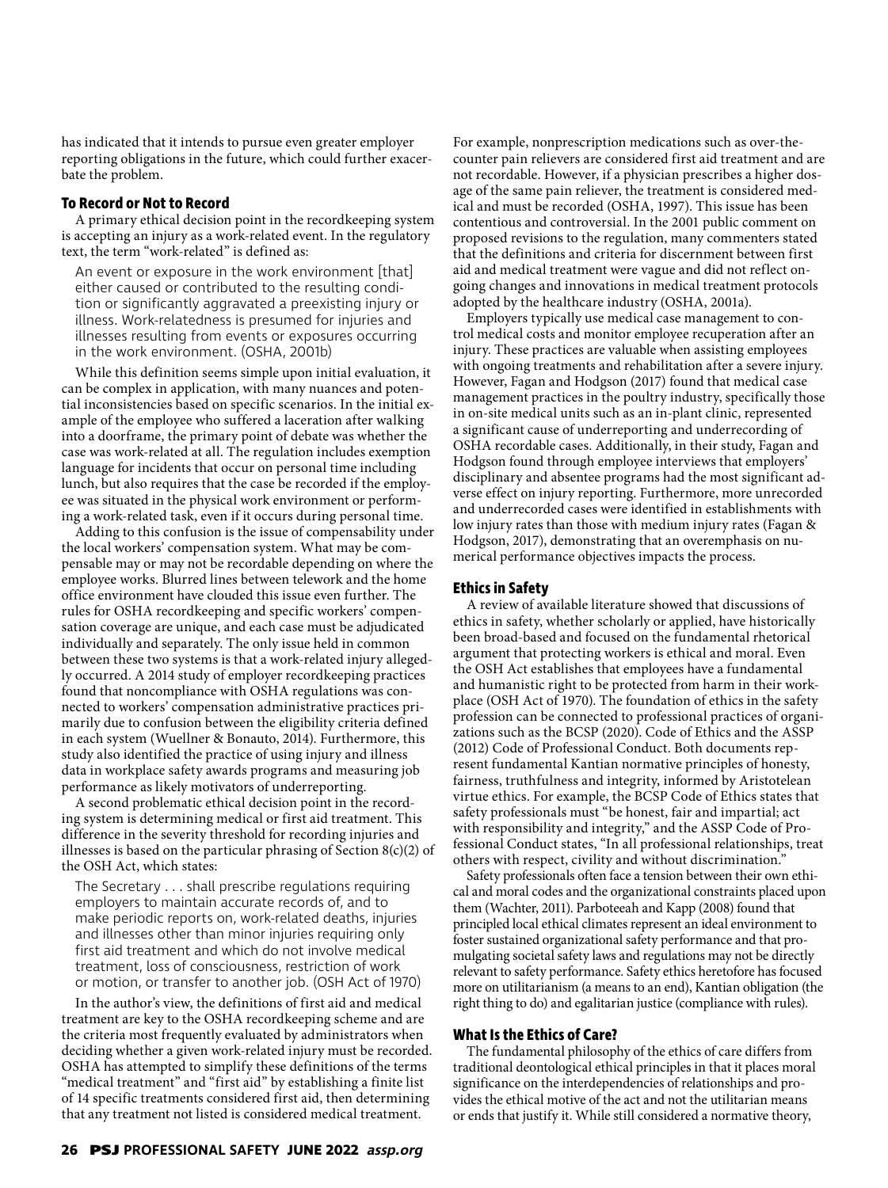has indicated that it intends to pursue even greater employer reporting obligations in the future, which could further exacerbate the problem.

### To Record or Not to Record

A primary ethical decision point in the recordkeeping system is accepting an injury as a work-related event. In the regulatory text, the term "work-related" is defined as:

> An event or exposure in the work environment [that] either caused or contributed to the resulting condition or significantly aggravated a preexisting injury or illness. Work-relatedness is presumed for injuries and illnesses resulting from events or exposures occurring in the work environment. (OSHA, 2001b)

While this definition seems simple upon initial evaluation, it can be complex in application, with many nuances and potential inconsistencies based on specific scenarios. In the initial example of the employee who suffered a laceration after walking into a doorframe, the primary point of debate was whether the case was work-related at all. The regulation includes exemption language for incidents that occur on personal time including lunch, but also requires that the case be recorded if the employee was situated in the physical work environment or performing a work-related task, even if it occurs during personal time.

Adding to this confusion is the issue of compensability under the local workers' compensation system. What may be compensable may or may not be recordable depending on where the employee works. Blurred lines between telework and the home office environment have clouded this issue even further. The rules for OSHA recordkeeping and specific workers' compensation coverage are unique, and each case must be adjudicated individually and separately. The only issue held in common between these two systems is that a work-related injury allegedly occurred. A 2014 study of employer recordkeeping practices found that noncompliance with OSHA regulations was connected to workers' compensation administrative practices primarily due to confusion between the eligibility criteria defined in each system (Wuellner & Bonauto, 2014). Furthermore, this study also identified the practice of using injury and illness data in workplace safety awards programs and measuring job performance as likely motivators of underreporting.

A second problematic ethical decision point in the recording system is determining medical or first aid treatment. This difference in the severity threshold for recording injuries and illnesses is based on the particular phrasing of Section 8(c)(2) of the OSH Act, which states:

> The Secretary . . . shall prescribe regulations requiring employers to maintain accurate records of, and to make periodic reports on, work-related deaths, injuries and illnesses other than minor injuries requiring only first aid treatment and which do not involve medical treatment, loss of consciousness, restriction of work or motion, or transfer to another job. (OSH Act of 1970)

In the author's view, the definitions of first aid and medical treatment are key to the OSHA recordkeeping scheme and are the criteria most frequently evaluated by administrators when deciding whether a given work-related injury must be recorded. OSHA has attempted to simplify these definitions of the terms "medical treatment" and "first aid" by establishing a finite list of 14 specific treatments considered first aid, then determining that any treatment not listed is considered medical treatment. For example, nonprescription medications such as over-the-counter pain relievers are considered first aid treatment and are not recordable. However, if a physician prescribes a higher dosage of the same pain reliever, the treatment is considered medical and must be recorded (OSHA, 1997). This issue has been contentious and controversial. In the 2001 public comment on proposed revisions to the regulation, many commenters stated that the definitions and criteria for discernment between first aid and medical treatment were vague and did not reflect ongoing changes and innovations in medical treatment protocols adopted by the healthcare industry (OSHA, 2001a).

Employers typically use medical case management to control medical costs and monitor employee recuperation after an injury. These practices are valuable when assisting employees with ongoing treatments and rehabilitation after a severe injury. However, Fagan and Hodgson (2017) found that medical case management practices in the poultry industry, specifically those in on-site medical units such as an in-plant clinic, represented a significant cause of underreporting and underrecording of OSHA recordable cases. Additionally, in their study, Fagan and Hodgson found through employee interviews that employers' disciplinary and absentee programs had the most significant adverse effect on injury reporting. Furthermore, more unrecorded and underrecorded cases were identified in establishments with low injury rates than those with medium injury rates (Fagan & Hodgson, 2017), demonstrating that an overemphasis on numerical performance objectives impacts the process.

### Ethics in Safety

A review of available literature showed that discussions of ethics in safety, whether scholarly or applied, have historically been broad-based and focused on the fundamental rhetorical argument that protecting workers is ethical and moral. Even the OSH Act establishes that employees have a fundamental and humanistic right to be protected from harm in their workplace (OSH Act of 1970). The foundation of ethics in the safety profession can be connected to professional practices of organizations such as the BCSP (2020). Code of Ethics and the ASSP (2012) Code of Professional Conduct. Both documents represent fundamental Kantian normative principles of honesty, fairness, truthfulness and integrity, informed by Aristotelean virtue ethics. For example, the BCSP Code of Ethics states that safety professionals must "be honest, fair and impartial; act with responsibility and integrity," and the ASSP Code of Professional Conduct states, "In all professional relationships, treat others with respect, civility and without discrimination."

Safety professionals often face a tension between their own ethical and moral codes and the organizational constraints placed upon them (Wachter, 2011). Parboteeah and Kapp (2008) found that principled local ethical climates represent an ideal environment to foster sustained organizational safety performance and that promulgating societal safety laws and regulations may not be directly relevant to safety performance. Safety ethics heretofore has focused more on utilitarianism (a means to an end), Kantian obligation (the right thing to do) and egalitarian justice (compliance with rules).

### What Is the Ethics of Care?

The fundamental philosophy of the ethics of care differs from traditional deontological ethical principles in that it places moral significance on the interdependencies of relationships and provides the ethical motive of the act and not the utilitarian means or ends that justify it. While still considered a normative theory,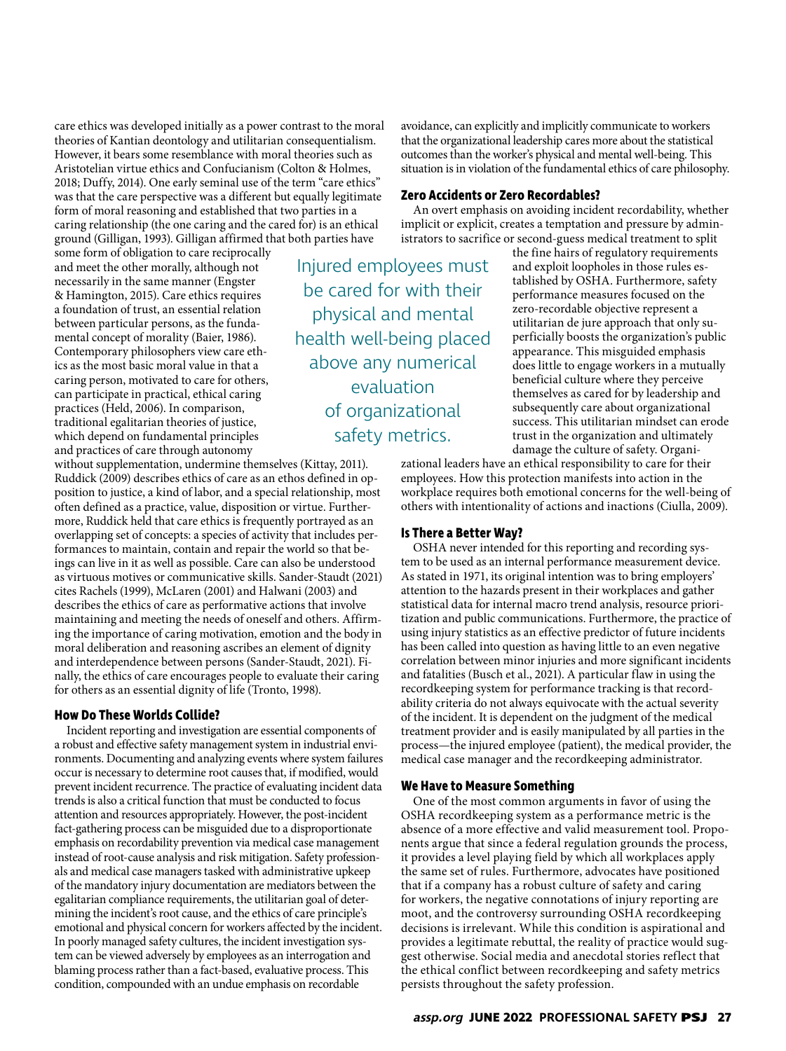care ethics was developed initially as a power contrast to the moral theories of Kantian deontology and utilitarian consequentialism. However, it bears some resemblance with moral theories such as Aristotelian virtue ethics and Confucianism (Colton & Holmes, 2018; Duffy, 2014). One early seminal use of the term "care ethics" was that the care perspective was a different but equally legitimate form of moral reasoning and established that two parties in a caring relationship (the one caring and the cared for) is an ethical ground (Gilligan, 1993). Gilligan affirmed that both parties have some form of obligation to care reciprocally and meet the other morally, although not necessarily in the same manner (Engster & Hamington, 2015). Care ethics requires a foundation of trust, an essential relation between particular persons, as the fundamental concept of morality (Baier, 1986). Contemporary philosophers view care ethics as the most basic moral value in that a caring person, motivated to care for others, can participate in practical, ethical caring practices (Held, 2006). In comparison, traditional egalitarian theories of justice, which depend on fundamental principles and practices of care through autonomy without supplementation, undermine themselves (Kittay, 2011). Ruddick (2009) describes ethics of care as an ethos defined in opposition to justice, a kind of labor, and a special relationship, most often defined as a practice, value, disposition or virtue. Furthermore, Ruddick held that care ethics is frequently portrayed as an overlapping set of concepts: a species of activity that includes performances to maintain, contain and repair the world so that beings can live in it as well as possible. Care can also be understood as virtuous motives or communicative skills. Sander-Staudt (2021) cites Rachels (1999), McLaren (2001) and Halwani (2003) and describes the ethics of care as performative actions that involve maintaining and meeting the needs of oneself and others. Affirming the importance of caring motivation, emotion and the body in moral deliberation and reasoning ascribes an element of dignity and interdependence between persons (Sander-Staudt, 2021). Finally, the ethics of care encourages people to evaluate their caring for others as an essential dignity of life (Tronto, 1998).

## How Do These Worlds Collide?

Incident reporting and investigation are essential components of a robust and effective safety management system in industrial environments. Documenting and analyzing events where system failures occur is necessary to determine root causes that, if modified, would prevent incident recurrence. The practice of evaluating incident data trends is also a critical function that must be conducted to focus attention and resources appropriately. However, the post-incident fact-gathering process can be misguided due to a disproportionate emphasis on recordability prevention via medical case management instead of root-cause analysis and risk mitigation. Safety professionals and medical case managers tasked with administrative upkeep of the mandatory injury documentation are mediators between the egalitarian compliance requirements, the utilitarian goal of determining the incident's root cause, and the ethics of care principle's emotional and physical concern for workers affected by the incident. In poorly managed safety cultures, the incident investigation system can be viewed adversely by employees as an interrogation and blaming process rather than a fact-based, evaluative process. This condition, compounded with an undue emphasis on recordable avoidance, can explicitly and implicitly communicate to workers that the organizational leadership cares more about the statistical outcomes than the worker's physical and mental well-being. This situation is in violation of the fundamental ethics of care philosophy.

> Injured employees must be cared for with their physical and mental health well-being placed above any numerical evaluation of organizational safety metrics.

## Zero Accidents or Zero Recordables?

An overt emphasis on avoiding incident recordability, whether implicit or explicit, creates a temptation and pressure by administrators to sacrifice or second-guess medical treatment to split the fine hairs of regulatory requirements and exploit loopholes in those rules established by OSHA. Furthermore, safety performance measures focused on the zero-recordable objective represent a utilitarian de jure approach that only superficially boosts the organization's public appearance. This misguided emphasis does little to engage workers in a mutually beneficial culture where they perceive themselves as cared for by leadership and subsequently care about organizational success. This utilitarian mindset can erode trust in the organization and ultimately damage the culture of safety. Organizational leaders have an ethical responsibility to care for their employees. How this protection manifests into action in the workplace requires both emotional concerns for the well-being of others with intentionality of actions and inactions (Ciulla, 2009).

## Is There a Better Way?

OSHA never intended for this reporting and recording system to be used as an internal performance measurement device. As stated in 1971, its original intention was to bring employers' attention to the hazards present in their workplaces and gather statistical data for internal macro trend analysis, resource prioritization and public communications. Furthermore, the practice of using injury statistics as an effective predictor of future incidents has been called into question as having little to an even negative correlation between minor injuries and more significant incidents and fatalities (Busch et al., 2021). A particular flaw in using the recordkeeping system for performance tracking is that recordability criteria do not always equivocate with the actual severity of the incident. It is dependent on the judgment of the medical treatment provider and is easily manipulated by all parties in the process—the injured employee (patient), the medical provider, the medical case manager and the recordkeeping administrator.

## We Have to Measure Something

One of the most common arguments in favor of using the OSHA recordkeeping system as a performance metric is the absence of a more effective and valid measurement tool. Proponents argue that since a federal regulation grounds the process, it provides a level playing field by which all workplaces apply the same set of rules. Furthermore, advocates have positioned that if a company has a robust culture of safety and caring for workers, the negative connotations of injury reporting are moot, and the controversy surrounding OSHA recordkeeping decisions is irrelevant. While this condition is aspirational and provides a legitimate rebuttal, the reality of practice would suggest otherwise. Social media and anecdotal stories reflect that the ethical conflict between recordkeeping and safety metrics persists throughout the safety profession.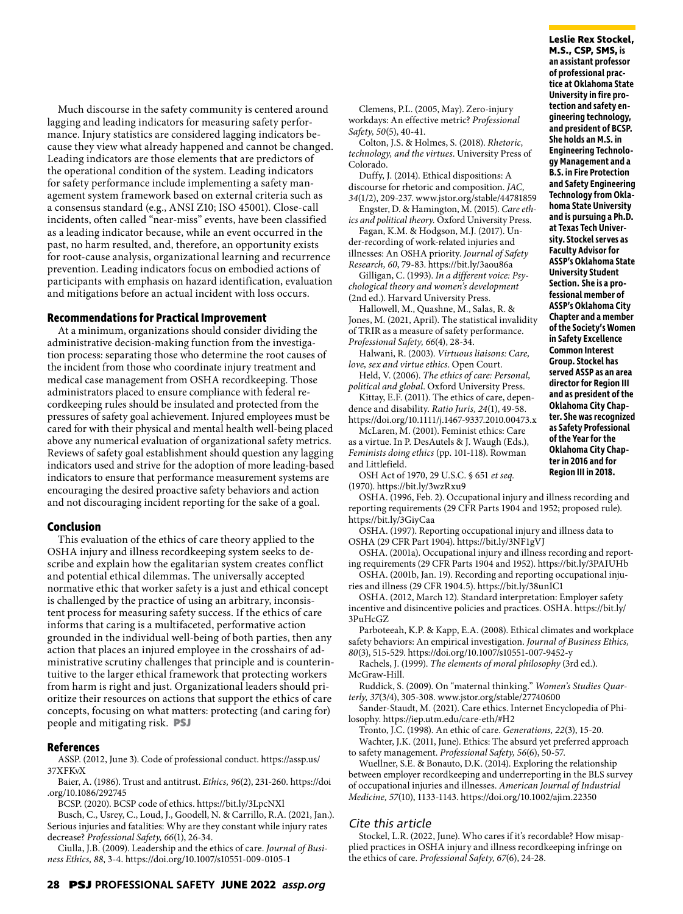Much discourse in the safety community is centered around lagging and leading indicators for measuring safety performance. Injury statistics are considered lagging indicators because they view what already happened and cannot be changed. Leading indicators are those elements that are predictors of the operational condition of the system. Leading indicators for safety performance include implementing a safety management system framework based on external criteria such as a consensus standard (e.g., ANSI Z10; ISO 45001). Close-call incidents, often called "near-miss" events, have been classified as a leading indicator because, while an event occurred in the past, no harm resulted, and, therefore, an opportunity exists for root-cause analysis, organizational learning and recurrence prevention. Leading indicators focus on embodied actions of participants with emphasis on hazard identification, evaluation and mitigations before an actual incident with loss occurs.

## Recommendations for Practical Improvement

At a minimum, organizations should consider dividing the administrative decision-making function from the investigation process: separating those who determine the root causes of the incident from those who coordinate injury treatment and medical case management from OSHA recordkeeping. Those administrators placed to ensure compliance with federal recordkeeping rules should be insulated and protected from the pressures of safety goal achievement. Injured employees must be cared for with their physical and mental health well-being placed above any numerical evaluation of organizational safety metrics. Reviews of safety goal establishment should question any lagging indicators used and strive for the adoption of more leading-based indicators to ensure that performance measurement systems are encouraging the desired proactive safety behaviors and action and not discouraging incident reporting for the sake of a goal.

## Conclusion

This evaluation of the ethics of care theory applied to the OSHA injury and illness recordkeeping system seeks to describe and explain how the egalitarian system creates conflict and potential ethical dilemmas. The universally accepted normative ethic that worker safety is a just and ethical concept is challenged by the practice of using an arbitrary, inconsistent process for measuring safety success. If the ethics of care informs that caring is a multifaceted, performative action grounded in the individual well-being of both parties, then any action that places an injured employee in the crosshairs of administrative scrutiny challenges that principle and is counterintuitive to the larger ethical framework that protecting workers from harm is right and just. Organizational leaders should prioritize their resources on actions that support the ethics of care concepts, focusing on what matters: protecting (and caring for) people and mitigating risk. **PSJ**

## References

ASSP. (2012, June 3). Code of professional conduct. https://assp.us/37XFKvX

Baier, A. (1986). Trust and antitrust. *Ethics, 96*(2), 231-260. https://doi.org/10.1086/292745

BCSP. (2020). BCSP code of ethics. https://bit.ly/3LpcNXl

Busch, C., Usrey, C., Loud, J., Goodell, N. & Carrillo, R.A. (2021, Jan.). Serious injuries and fatalities: Why are they constant while injury rates decrease? *Professional Safety, 66*(1), 26-34.

Ciulla, J.B. (2009). Leadership and the ethics of care. *Journal of Business Ethics, 88*, 3-4. https://doi.org/10.1007/s10551-009-0105-1

Clemens, P.L. (2005, May). Zero-injury workdays: An effective metric? *Professional Safety, 50*(5), 40-41.

Colton, J.S. & Holmes, S. (2018). *Rhetoric, technology, and the virtues*. University Press of Colorado.

Duffy, J. (2014). Ethical dispositions: A discourse for rhetoric and composition. *JAC, 34*(1/2), 209-237. www.jstor.org/stable/44781859

Engster, D. & Hamington, M. (2015). *Care ethics and political theory*. Oxford University Press.

Fagan, K.M. & Hodgson, M.J. (2017). Under-recording of work-related injuries and illnesses: An OSHA priority. *Journal of Safety Research, 60*, 79-83. https://bit.ly/3aou86a

Gilligan, C. (1993). *In a different voice: Psychological theory and women's development* (2nd ed.). Harvard University Press.

Hallowell, M., Quashne, M., Salas, R. & Jones, M. (2021, April). The statistical invalidity of TRIR as a measure of safety performance. *Professional Safety, 66*(4), 28-34.

Halwani, R. (2003). *Virtuous liaisons: Care, love, sex and virtue ethics*. Open Court.

Held, V. (2006). *The ethics of care: Personal, political and global*. Oxford University Press.

Kittay, E.F. (2011). The ethics of care, dependence and disability. *Ratio Juris, 24*(1), 49-58. https://doi.org/10.1111/j.1467-9337.2010.00473.x

McLaren, M. (2001). Feminist ethics: Care as a virtue. In P. DesAutels & J. Waugh (Eds.), *Feminists doing ethics* (pp. 101-118). Rowman and Littlefield.

OSH Act of 1970, 29 U.S.C. § 651 *et seq.* (1970). https://bit.ly/3wzRxu9

OSHA. (1996, Feb. 2). Occupational injury and illness recording and reporting requirements (29 CFR Parts 1904 and 1952; proposed rule). https://bit.ly/3GiyCaa

OSHA. (1997). Reporting occupational injury and illness data to OSHA (29 CFR Part 1904). https://bit.ly/3NF1gVJ

OSHA. (2001a). Occupational injury and illness recording and reporting requirements (29 CFR Parts 1904 and 1952). https://bit.ly/3PAIUHb

OSHA. (2001b, Jan. 19). Recording and reporting occupational injuries and illness (29 CFR 1904.5). https://bit.ly/38unIC1

OSHA. (2012, March 12). Standard interpretation: Employer safety incentive and disincentive policies and practices. OSHA. https://bit.ly/3PuHcGZ

Parboteeah, K.P. & Kapp, E.A. (2008). Ethical climates and workplace safety behaviors: An empirical investigation. *Journal of Business Ethics, 80*(3), 515-529. https://doi.org/10.1007/s10551-007-9452-y

Rachels, J. (1999). *The elements of moral philosophy* (3rd ed.). McGraw-Hill.

Ruddick, S. (2009). On "maternal thinking." *Women's Studies Quarterly, 37*(3/4), 305-308. www.jstor.org/stable/27740600

Sander-Staudt, M. (2021). Care ethics. Internet Encyclopedia of Philosophy. https://iep.utm.edu/care-eth/#H2

Tronto, J.C. (1998). An ethic of care. *Generations, 22*(3), 15-20.

Wachter, J.K. (2011, June). Ethics: The absurd yet preferred approach to safety management. *Professional Safety, 56*(6), 50-57.

Wuellner, S.E. & Bonauto, D.K. (2014). Exploring the relationship between employer recordkeeping and underreporting in the BLS survey of occupational injuries and illnesses. *American Journal of Industrial Medicine, 57*(10), 1133-1143. https://doi.org/10.1002/ajim.22350

### *Cite this article*

Stockel, L.R. (2022, June). Who cares if it's recordable? How misapplied practices in OSHA injury and illness recordkeeping infringe on the ethics of care. *Professional Safety, 67*(6), 24-28.

**Leslie Rex Stockel, M.S., CSP, SMS,** is an assistant professor of professional practice at Oklahoma State University in fire protection and safety engineering technology, and president of BCSP. She holds an M.S. in Engineering Technology Management and a B.S. in Fire Protection and Safety Engineering Technology from Oklahoma State University and is pursuing a Ph.D. at Texas Tech University. Stockel serves as Faculty Advisor for ASSP's Oklahoma State University Student Section. She is a professional member of ASSP's Oklahoma City Chapter and a member of the Society's Women in Safety Excellence Common Interest Group. Stockel has served ASSP as an area director for Region III and as president of the Oklahoma City Chapter. She was recognized as Safety Professional of the Year for the Oklahoma City Chapter in 2016 and for Region III in 2018.